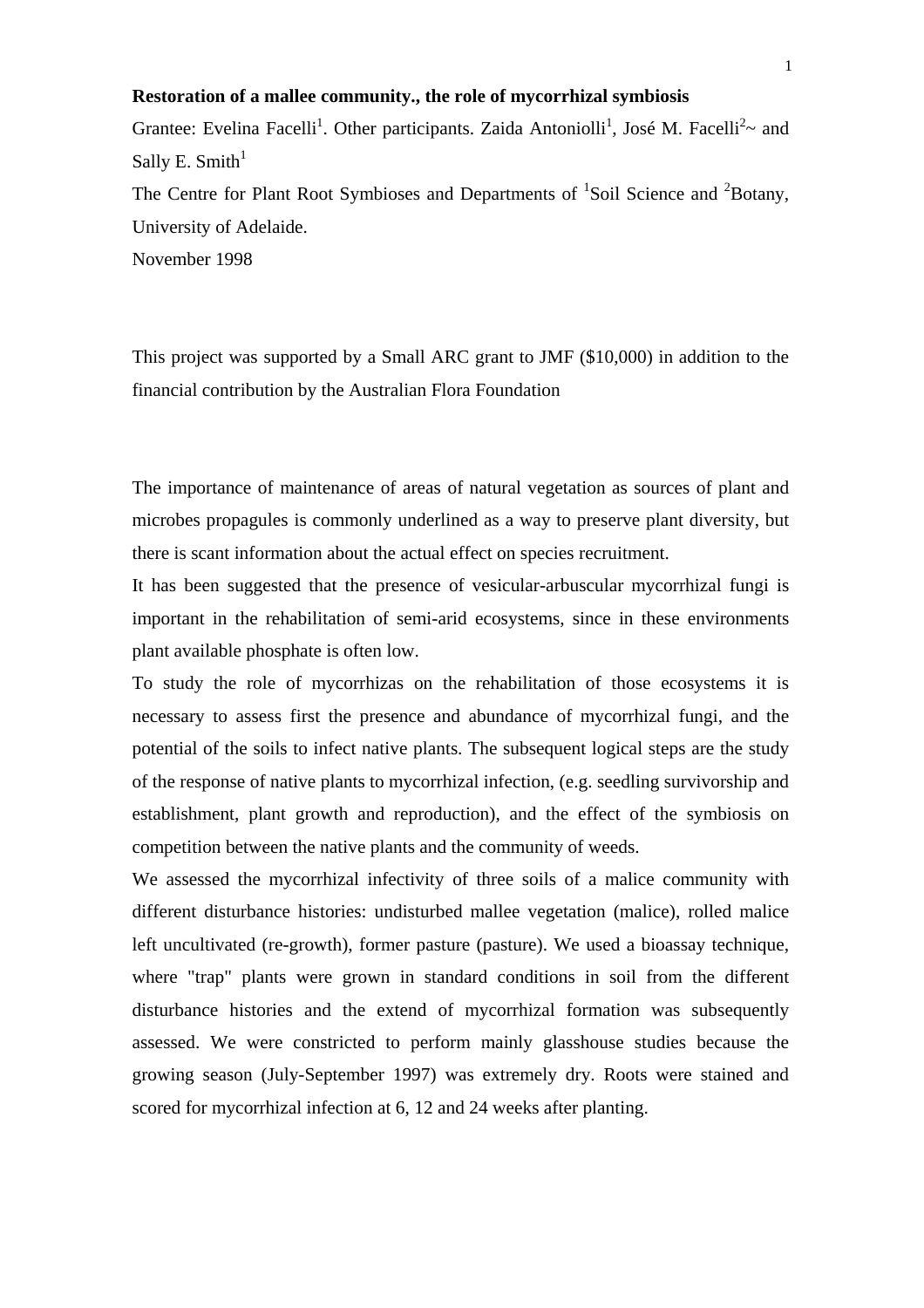**Restoration of a mallee community., the role of mycorrhizal symbiosis**

Grantee: Evelina Facelli[1]. Other participants. Zaida Antoniolli[1], José M. Facelli[2]~ and Sally E. Smith[1]

The Centre for Plant Root Symbioses and Departments of [1]Soil Science and [2]Botany, University of Adelaide.

November 1998

This project was supported by a Small ARC grant to JMF ($10,000) in addition to the financial contribution by the Australian Flora Foundation

The importance of maintenance of areas of natural vegetation as sources of plant and microbes propagules is commonly underlined as a way to preserve plant diversity, but there is scant information about the actual effect on species recruitment.

It has been suggested that the presence of vesicular-arbuscular mycorrhizal fungi is important in the rehabilitation of semi-arid ecosystems, since in these environments plant available phosphate is often low.

To study the role of mycorrhizas on the rehabilitation of those ecosystems it is necessary to assess first the presence and abundance of mycorrhizal fungi, and the potential of the soils to infect native plants. The subsequent logical steps are the study of the response of native plants to mycorrhizal infection, (e.g. seedling survivorship and establishment, plant growth and reproduction), and the effect of the symbiosis on competition between the native plants and the community of weeds.

We assessed the mycorrhizal infectivity of three soils of a malice community with different disturbance histories: undisturbed mallee vegetation (malice), rolled malice left uncultivated (re-growth), former pasture (pasture). We used a bioassay technique, where "trap" plants were grown in standard conditions in soil from the different disturbance histories and the extend of mycorrhizal formation was subsequently assessed. We were constricted to perform mainly glasshouse studies because the growing season (July-September 1997) was extremely dry. Roots were stained and scored for mycorrhizal infection at 6, 12 and 24 weeks after planting.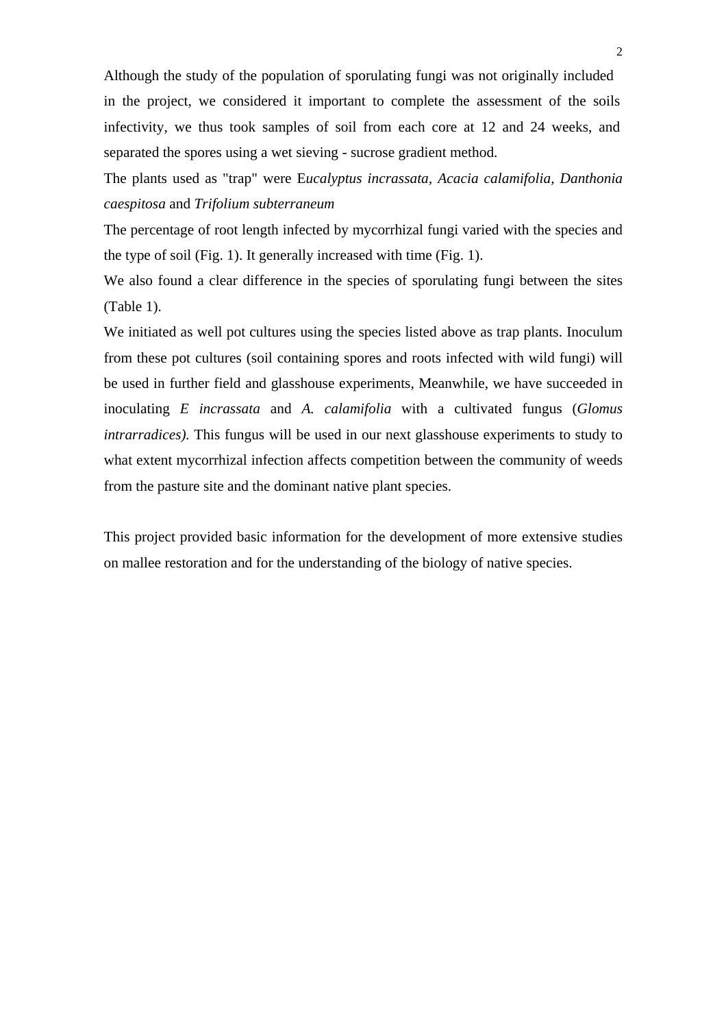Although the study of the population of sporulating fungi was not originally included in the project, we considered it important to complete the assessment of the soils infectivity, we thus took samples of soil from each core at 12 and 24 weeks, and separated the spores using a wet sieving - sucrose gradient method.

The plants used as "trap" were E*ucalyptus incrassata*, *Acacia calamifolia*, *Danthonia caespitosa* and *Trifolium subterraneum*

The percentage of root length infected by mycorrhizal fungi varied with the species and the type of soil (Fig. 1). It generally increased with time (Fig. 1).

We also found a clear difference in the species of sporulating fungi between the sites (Table 1).

We initiated as well pot cultures using the species listed above as trap plants. Inoculum from these pot cultures (soil containing spores and roots infected with wild fungi) will be used in further field and glasshouse experiments, Meanwhile, we have succeeded in inoculating *E incrassata* and *A. calamifolia* with a cultivated fungus (*Glomus intrarradices).* This fungus will be used in our next glasshouse experiments to study to what extent mycorrhizal infection affects competition between the community of weeds from the pasture site and the dominant native plant species.

This project provided basic information for the development of more extensive studies on mallee restoration and for the understanding of the biology of native species.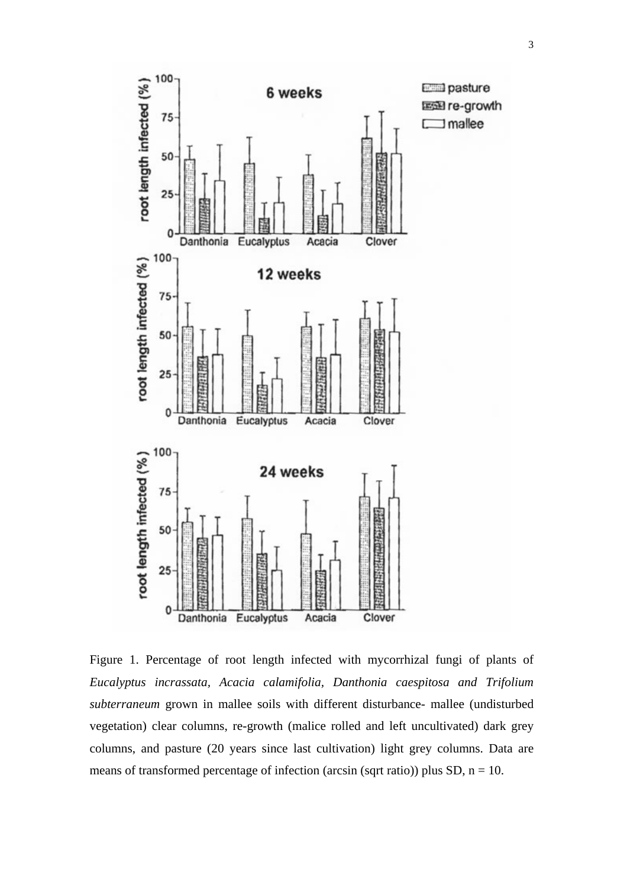Figure 1. Percentage of root length infected with mycorrhizal fungi of plants of *Eucalyptus incrassata, Acacia calamifolia, Danthonia caespitosa and Trifolium subterraneum* grown in mallee soils with different disturbance- mallee (undisturbed vegetation) clear columns, re-growth (malice rolled and left uncultivated) dark grey columns, and pasture (20 years since last cultivation) light grey columns. Data are means of transformed percentage of infection (arcsin (sqrt ratio)) plus SD, n = 10.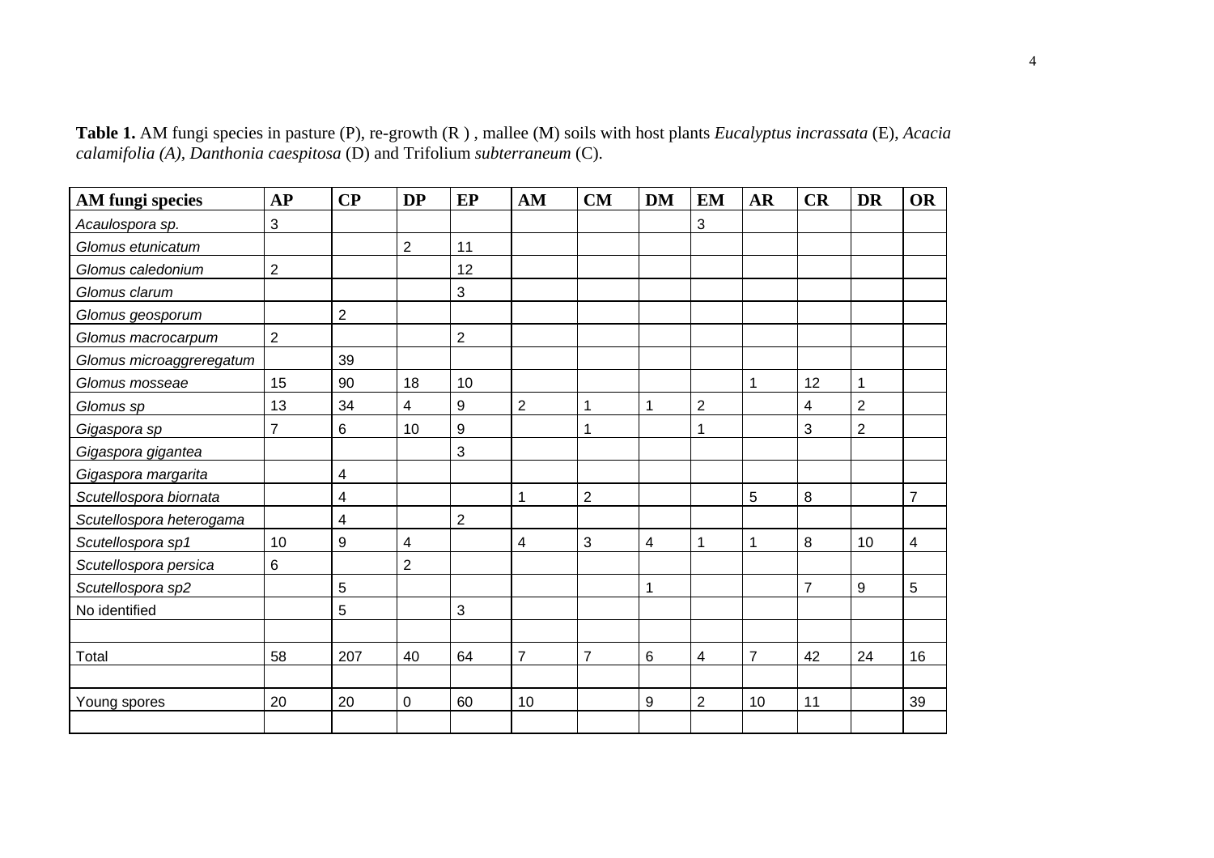**Table 1.** AM fungi species in pasture (P), re-growth (R ) , mallee (M) soils with host plants *Eucalyptus incrassata* (E), *Acacia calamifolia (A)*, *Danthonia caespitosa* (D) and Trifolium *subterraneum* (C).

| AM fungi species | AP | CP | DP | EP | AM | CM | DM | EM | AR | CR | DR | OR |
|---|---|---|---|---|---|---|---|---|---|---|---|---|
| *Acaulospora sp.* | 3 | | | | | | | 3 | | | | |
| *Glomus etunicatum* | | | 2 | 11 | | | | | | | | |
| *Glomus caledonium* | 2 | | | 12 | | | | | | | | |
| *Glomus clarum* | | | | 3 | | | | | | | | |
| *Glomus geosporum* | | 2 | | | | | | | | | | |
| *Glomus macrocarpum* | 2 | | | 2 | | | | | | | | |
| *Glomus microaggreregatum* | | 39 | | | | | | | | | | |
| *Glomus mosseae* | 15 | 90 | 18 | 10 | | | | | 1 | 12 | 1 | |
| *Glomus sp* | 13 | 34 | 4 | 9 | 2 | 1 | 1 | 2 | | 4 | 2 | |
| *Gigaspora sp* | 7 | 6 | 10 | 9 | | 1 | | 1 | | 3 | 2 | |
| *Gigaspora gigantea* | | | | 3 | | | | | | | | |
| *Gigaspora margarita* | | 4 | | | | | | | | | | |
| *Scutellospora biornata* | | 4 | | | 1 | 2 | | | 5 | 8 | | 7 |
| *Scutellospora heterogama* | | 4 | | 2 | | | | | | | | |
| *Scutellospora sp1* | 10 | 9 | 4 | | 4 | 3 | 4 | 1 | 1 | 8 | 10 | 4 |
| *Scutellospora persica* | 6 | | 2 | | | | | | | | | |
| *Scutellospora sp2* | | 5 | | | | | 1 | | | 7 | 9 | 5 |
| No identified | | 5 | | 3 | | | | | | | | |
| | | | | | | | | | | | | |
| Total | 58 | 207 | 40 | 64 | 7 | 7 | 6 | 4 | 7 | 42 | 24 | 16 |
| | | | | | | | | | | | | |
| Young spores | 20 | 20 | 0 | 60 | 10 | | 9 | 2 | 10 | 11 | | 39 |
| | | | | | | | | | | | | |